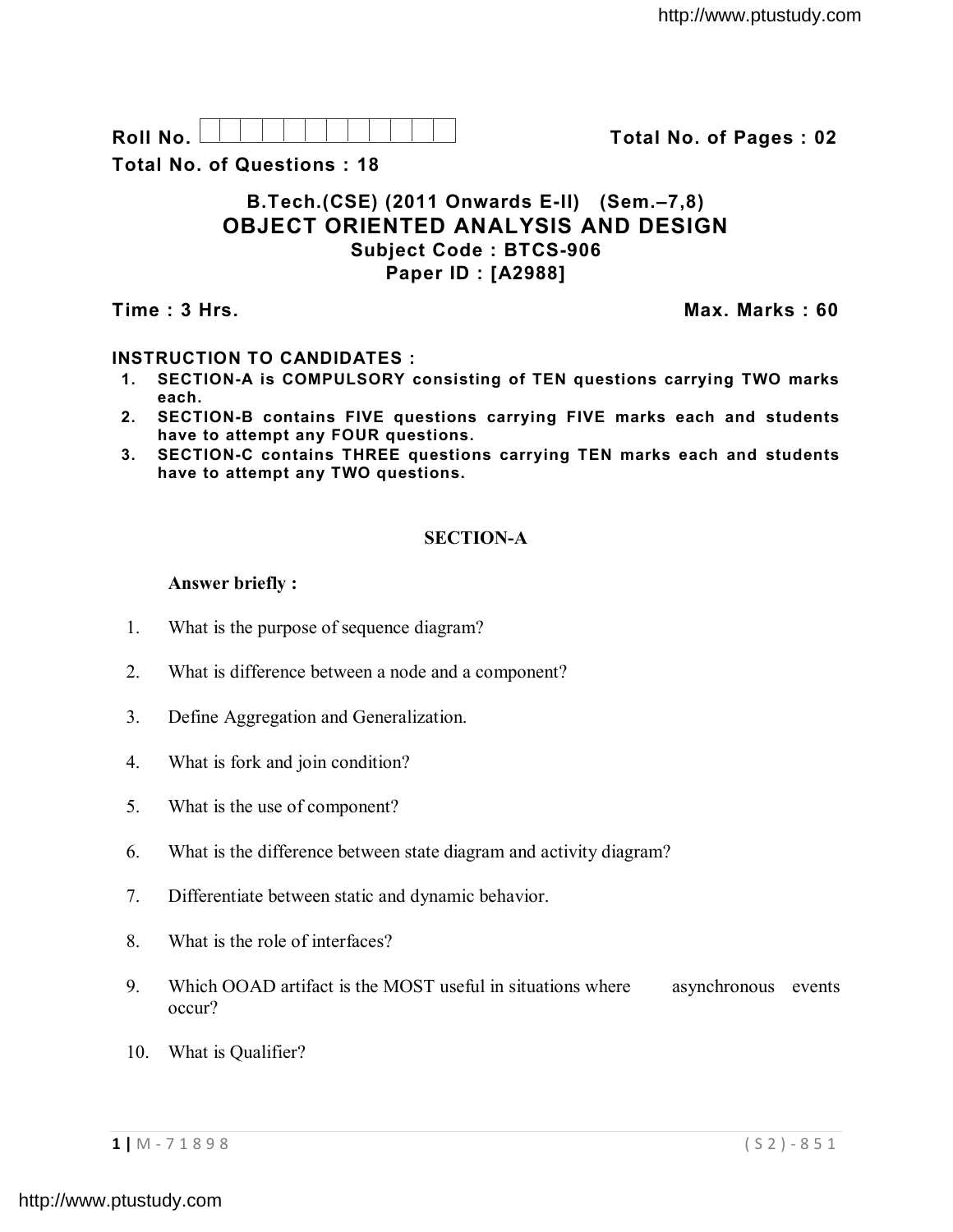Roll No. | | | | | | | | | | | | Total No. of Pages : 02

**Total No. of Questions : 18**

## B.Tech.(CSE) (2011 Onwards E-II) (Sem.–7,8)
# OBJECT ORIENTED ANALYSIS AND DESIGN
### Subject Code : BTCS-906
### Paper ID : [A2988]

**Time : 3 Hrs.** **Max. Marks : 60**

**INSTRUCTION TO CANDIDATES :**

1. **SECTION-A is COMPULSORY consisting of TEN questions carrying TWO marks each.**
2. **SECTION-B contains FIVE questions carrying FIVE marks each and students have to attempt any FOUR questions.**
3. **SECTION-C contains THREE questions carrying TEN marks each and students have to attempt any TWO questions.**

## SECTION-A

**Answer briefly :**

1. What is the purpose of sequence diagram?
2. What is difference between a node and a component?
3. Define Aggregation and Generalization.
4. What is fork and join condition?
5. What is the use of component?
6. What is the difference between state diagram and activity diagram?
7. Differentiate between static and dynamic behavior.
8. What is the role of interfaces?
9. Which OOAD artifact is the MOST useful in situations where asynchronous events occur?
10. What is Qualifier?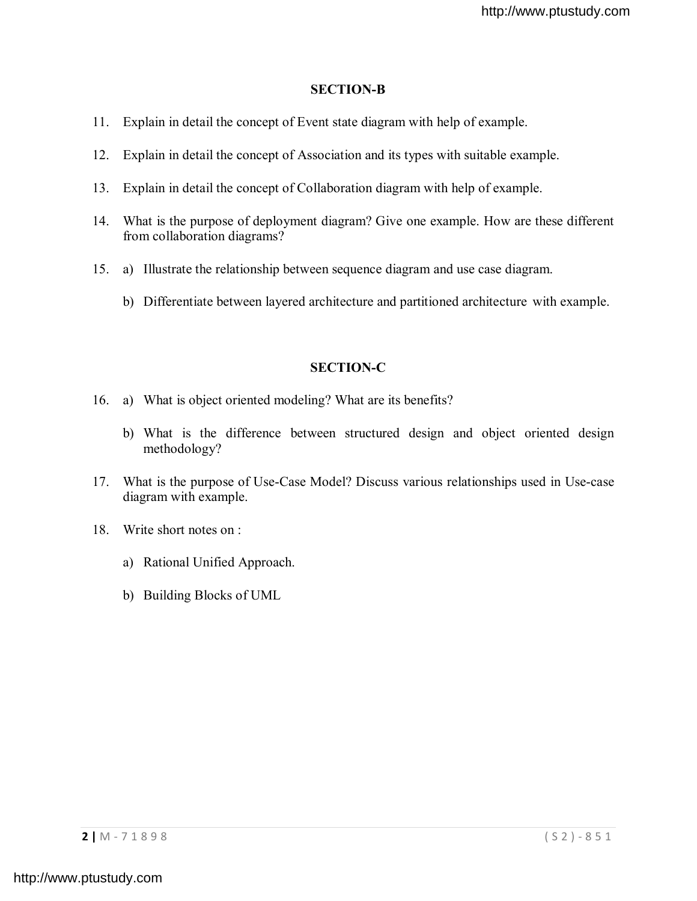## SECTION-B

11. Explain in detail the concept of Event state diagram with help of example.

12. Explain in detail the concept of Association and its types with suitable example.

13. Explain in detail the concept of Collaboration diagram with help of example.

14. What is the purpose of deployment diagram? Give one example. How are these different from collaboration diagrams?

15. a) Illustrate the relationship between sequence diagram and use case diagram.

    b) Differentiate between layered architecture and partitioned architecture with example.

## SECTION-C

16. a) What is object oriented modeling? What are its benefits?

    b) What is the difference between structured design and object oriented design methodology?

17. What is the purpose of Use-Case Model? Discuss various relationships used in Use-case diagram with example.

18. Write short notes on :

    a) Rational Unified Approach.

    b) Building Blocks of UML